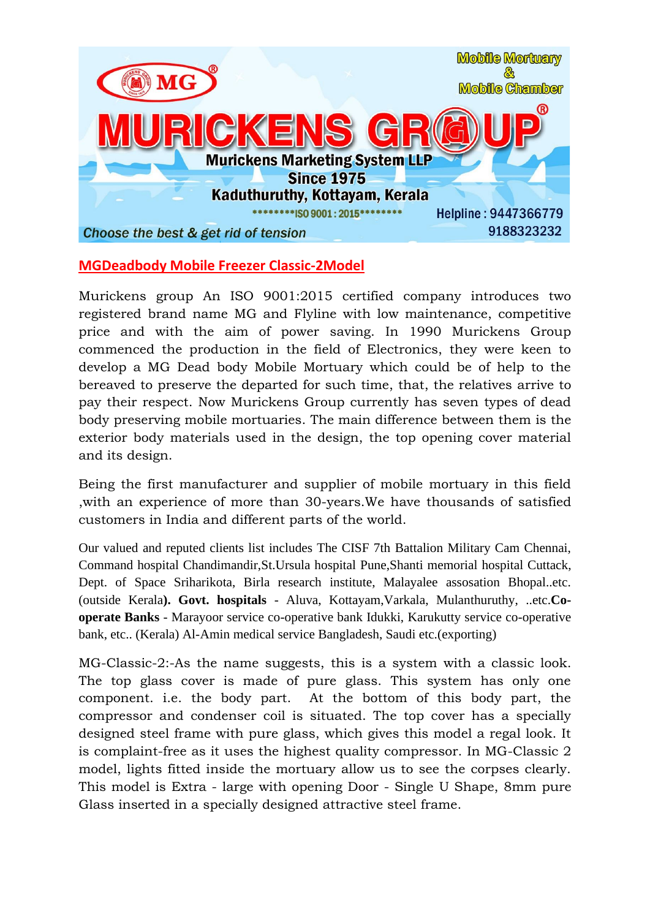Mobile Mortuary & Mobile Chamber

# MURICKENS GROUP

**Murickens Marketing System LLP**
**Since 1975**
**Kaduthuruthy, Kottayam, Kerala**

********ISO 9001 : 2015********

Helpline : 9447366779
9188323232

*Choose the best & get rid of tension*

## MGDeadbody Mobile Freezer Classic-2Model

Murickens group An ISO 9001:2015 certified company introduces two registered brand name MG and Flyline with low maintenance, competitive price and with the aim of power saving. In 1990 Murickens Group commenced the production in the field of Electronics, they were keen to develop a MG Dead body Mobile Mortuary which could be of help to the bereaved to preserve the departed for such time, that, the relatives arrive to pay their respect. Now Murickens Group currently has seven types of dead body preserving mobile mortuaries. The main difference between them is the exterior body materials used in the design, the top opening cover material and its design.

Being the first manufacturer and supplier of mobile mortuary in this field ,with an experience of more than 30-years.We have thousands of satisfied customers in India and different parts of the world.

Our valued and reputed clients list includes The CISF 7th Battalion Military Cam Chennai, Command hospital Chandimandir,St.Ursula hospital Pune,Shanti memorial hospital Cuttack, Dept. of Space Sriharikota, Birla research institute, Malayalee assosation Bhopal..etc. (outside Kerala**). Govt. hospitals** - Aluva, Kottayam,Varkala, Mulanthuruthy, ..etc.**Co-operate Banks** - Marayoor service co-operative bank Idukki, Karukutty service co-operative bank, etc.. (Kerala) Al-Amin medical service Bangladesh, Saudi etc.(exporting)

MG-Classic-2:-As the name suggests, this is a system with a classic look. The top glass cover is made of pure glass. This system has only one component. i.e. the body part. At the bottom of this body part, the compressor and condenser coil is situated. The top cover has a specially designed steel frame with pure glass, which gives this model a regal look. It is complaint-free as it uses the highest quality compressor. In MG-Classic 2 model, lights fitted inside the mortuary allow us to see the corpses clearly. This model is Extra - large with opening Door - Single U Shape, 8mm pure Glass inserted in a specially designed attractive steel frame.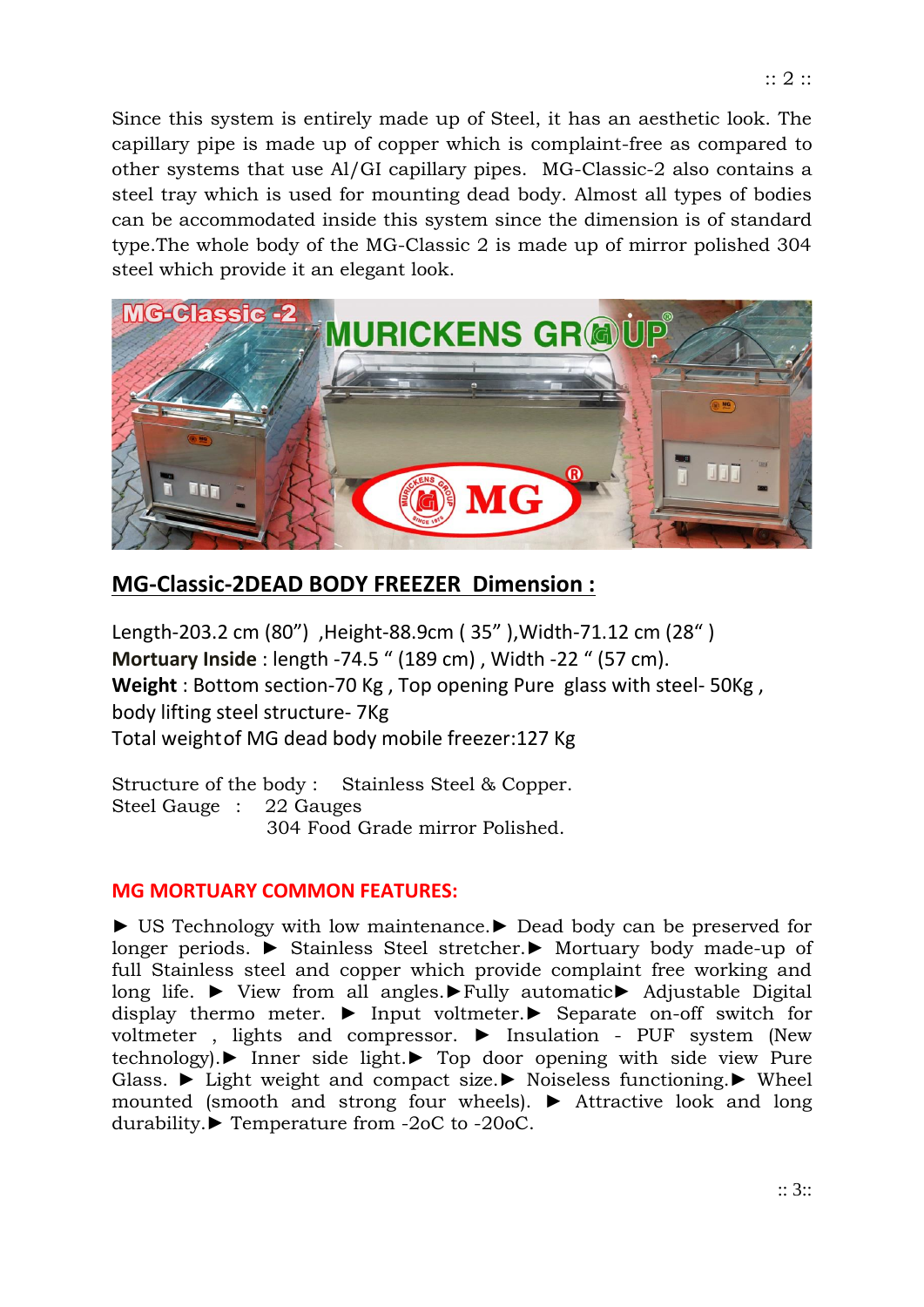Since this system is entirely made up of Steel, it has an aesthetic look. The capillary pipe is made up of copper which is complaint-free as compared to other systems that use Al/GI capillary pipes. MG-Classic-2 also contains a steel tray which is used for mounting dead body. Almost all types of bodies can be accommodated inside this system since the dimension is of standard type.The whole body of the MG-Classic 2 is made up of mirror polished 304 steel which provide it an elegant look.

## MG-Classic-2DEAD BODY FREEZER Dimension :

Length-203.2 cm (80") ,Height-88.9cm ( 35" ),Width-71.12 cm (28" )
**Mortuary Inside** : length -74.5 " (189 cm) , Width -22 " (57 cm).
**Weight** : Bottom section-70 Kg , Top opening Pure glass with steel- 50Kg , body lifting steel structure- 7Kg
Total weightof MG dead body mobile freezer:127 Kg

Structure of the body : Stainless Steel & Copper.
Steel Gauge : 22 Gauges
304 Food Grade mirror Polished.

## MG MORTUARY COMMON FEATURES:

► US Technology with low maintenance.► Dead body can be preserved for longer periods. ► Stainless Steel stretcher.► Mortuary body made-up of full Stainless steel and copper which provide complaint free working and long life. ► View from all angles.►Fully automatic► Adjustable Digital display thermo meter. ► Input voltmeter.► Separate on-off switch for voltmeter , lights and compressor. ► Insulation - PUF system (New technology).► Inner side light.► Top door opening with side view Pure Glass. ► Light weight and compact size.► Noiseless functioning.► Wheel mounted (smooth and strong four wheels). ► Attractive look and long durability.► Temperature from -2oC to -20oC.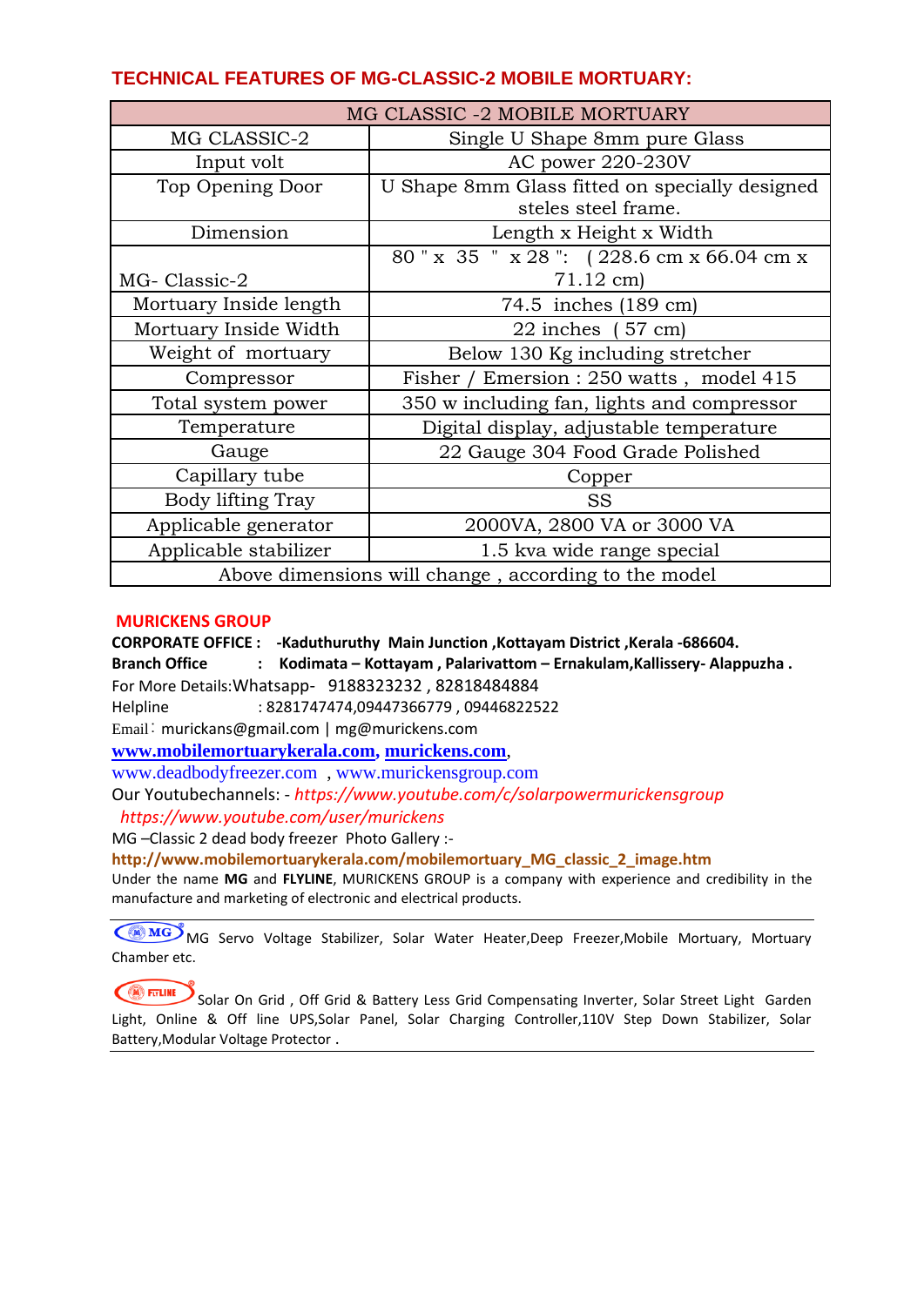## TECHNICAL FEATURES OF MG-CLASSIC-2 MOBILE MORTUARY:

| MG CLASSIC -2 MOBILE MORTUARY | |
|---|---|
| MG CLASSIC-2 | Single U Shape 8mm pure Glass |
| Input volt | AC power 220-230V |
| Top Opening Door | U Shape 8mm Glass fitted on specially designed steles steel frame. |
| Dimension | Length x Height x Width |
| MG- Classic-2 | 80 " x 35 " x 28 ": ( 228.6 cm x 66.04 cm x 71.12 cm) |
| Mortuary Inside length | 74.5 inches (189 cm) |
| Mortuary Inside Width | 22 inches ( 57 cm) |
| Weight of mortuary | Below 130 Kg including stretcher |
| Compressor | Fisher / Emersion : 250 watts , model 415 |
| Total system power | 350 w including fan, lights and compressor |
| Temperature | Digital display, adjustable temperature |
| Gauge | 22 Gauge 304 Food Grade Polished |
| Capillary tube | Copper |
| Body lifting Tray | SS |
| Applicable generator | 2000VA, 2800 VA or 3000 VA |
| Applicable stabilizer | 1.5 kva wide range special |
| Above dimensions will change , according to the model | |

**MURICKENS GROUP**

**CORPORATE OFFICE : -Kaduthuruthy Main Junction ,Kottayam District ,Kerala -686604.**

**Branch Office : Kodimata – Kottayam , Palarivattom – Ernakulam,Kallissery- Alappuzha .**

For More Details:Whatsapp- 9188323232 , 82818484884

Helpline : 8281747474,09447366779 , 09446822522

Email : murickans@gmail.com | mg@murickens.com

**www.mobilemortuarykerala.com, murickens.com**,

www.deadbodyfreezer.com , www.murickensgroup.com

Our Youtubechannels: - *https://www.youtube.com/c/solarpowermurickensgroup*

*https://www.youtube.com/user/murickens*

MG –Classic 2 dead body freezer Photo Gallery :-

**http://www.mobilemortuarykerala.com/mobilemortuary_MG_classic_2_image.htm**

Under the name **MG** and **FLYLINE**, MURICKENS GROUP is a company with experience and credibility in the manufacture and marketing of electronic and electrical products.

MG Servo Voltage Stabilizer, Solar Water Heater,Deep Freezer,Mobile Mortuary, Mortuary Chamber etc.

Solar On Grid , Off Grid & Battery Less Grid Compensating Inverter, Solar Street Light Garden Light, Online & Off line UPS,Solar Panel, Solar Charging Controller,110V Step Down Stabilizer, Solar Battery,Modular Voltage Protector .